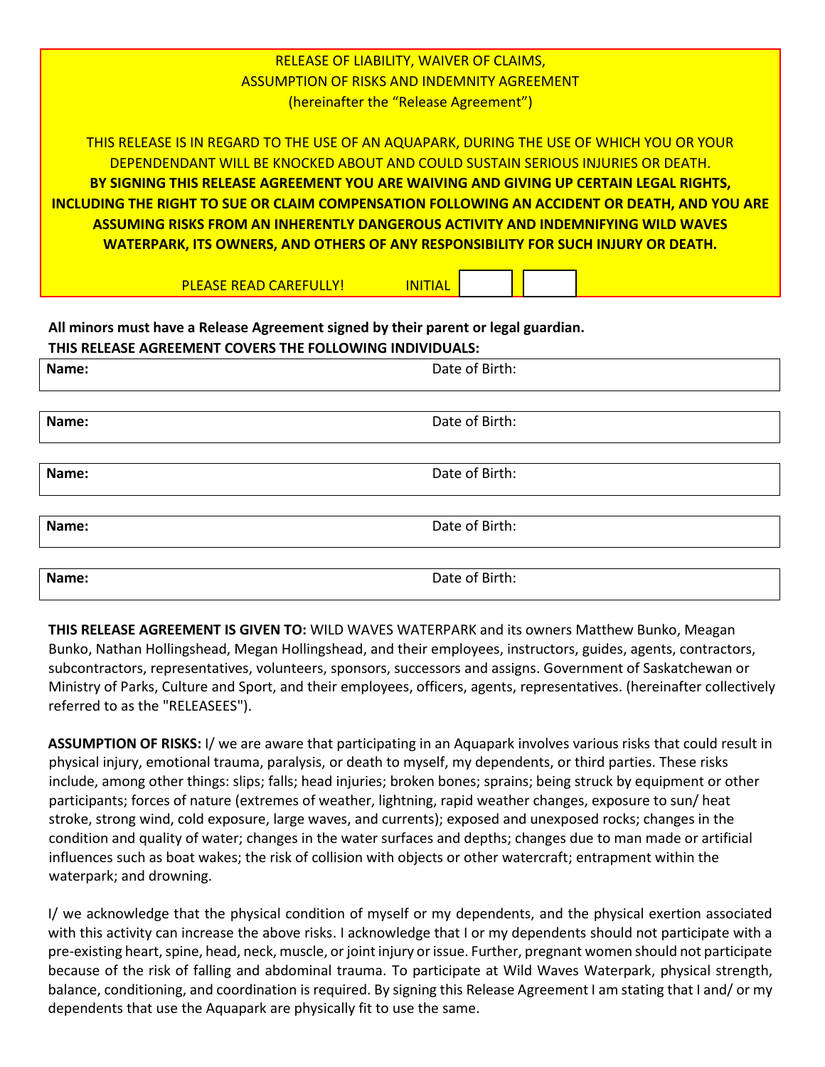RELEASE OF LIABILITY, WAIVER OF CLAIMS,
ASSUMPTION OF RISKS AND INDEMNITY AGREEMENT
(hereinafter the "Release Agreement")

THIS RELEASE IS IN REGARD TO THE USE OF AN AQUAPARK, DURING THE USE OF WHICH YOU OR YOUR DEPENDANDANT WILL BE KNOCKED ABOUT AND COULD SUSTAIN SERIOUS INJURIES OR DEATH.

**BY SIGNING THIS RELEASE AGREEMENT YOU ARE WAIVING AND GIVING UP CERTAIN LEGAL RIGHTS, INCLUDING THE RIGHT TO SUE OR CLAIM COMPENSATION FOLLOWING AN ACCIDENT OR DEATH, AND YOU ARE ASSUMING RISKS FROM AN INHERENTLY DANGEROUS ACTIVITY AND INDEMNIFYING WILD WAVES WATERPARK, ITS OWNERS, AND OTHERS OF ANY RESPONSIBILITY FOR SUCH INJURY OR DEATH.**

PLEASE READ CAREFULLY! INITIAL [ ] [ ]

**All minors must have a Release Agreement signed by their parent or legal guardian.**
**THIS RELEASE AGREEMENT COVERS THE FOLLOWING INDIVIDUALS:**

| **Name:** | Date of Birth: |
|---|---|
| **Name:** | Date of Birth: |
| **Name:** | Date of Birth: |
| **Name:** | Date of Birth: |
| **Name:** | Date of Birth: |

**THIS RELEASE AGREEMENT IS GIVEN TO:** WILD WAVES WATERPARK and its owners Matthew Bunko, Meagan Bunko, Nathan Hollingshead, Megan Hollingshead, and their employees, instructors, guides, agents, contractors, subcontractors, representatives, volunteers, sponsors, successors and assigns. Government of Saskatchewan or Ministry of Parks, Culture and Sport, and their employees, officers, agents, representatives. (hereinafter collectively referred to as the "RELEASEES").

**ASSUMPTION OF RISKS:** I/ we are aware that participating in an Aquapark involves various risks that could result in physical injury, emotional trauma, paralysis, or death to myself, my dependents, or third parties. These risks include, among other things: slips; falls; head injuries; broken bones; sprains; being struck by equipment or other participants; forces of nature (extremes of weather, lightning, rapid weather changes, exposure to sun/ heat stroke, strong wind, cold exposure, large waves, and currents); exposed and unexposed rocks; changes in the condition and quality of water; changes in the water surfaces and depths; changes due to man made or artificial influences such as boat wakes; the risk of collision with objects or other watercraft; entrapment within the waterpark; and drowning.

I/ we acknowledge that the physical condition of myself or my dependents, and the physical exertion associated with this activity can increase the above risks. I acknowledge that I or my dependents should not participate with a pre-existing heart, spine, head, neck, muscle, or joint injury or issue. Further, pregnant women should not participate because of the risk of falling and abdominal trauma. To participate at Wild Waves Waterpark, physical strength, balance, conditioning, and coordination is required. By signing this Release Agreement I am stating that I and/ or my dependents that use the Aquapark are physically fit to use the same.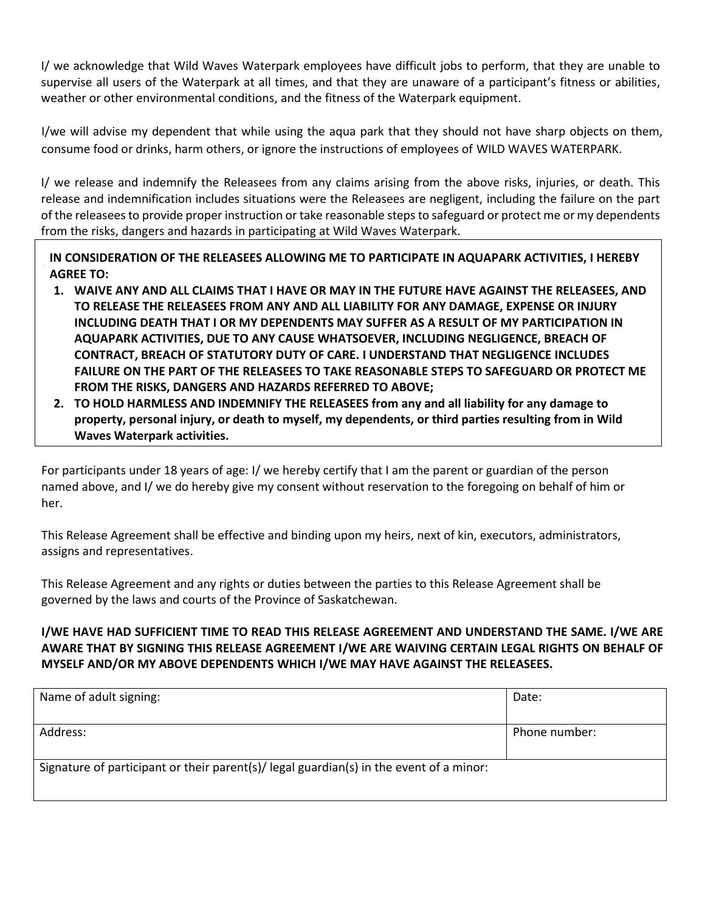I/ we acknowledge that Wild Waves Waterpark employees have difficult jobs to perform, that they are unable to supervise all users of the Waterpark at all times, and that they are unaware of a participant's fitness or abilities, weather or other environmental conditions, and the fitness of the Waterpark equipment.

I/we will advise my dependent that while using the aqua park that they should not have sharp objects on them, consume food or drinks, harm others, or ignore the instructions of employees of WILD WAVES WATERPARK.

I/ we release and indemnify the Releasees from any claims arising from the above risks, injuries, or death. This release and indemnification includes situations were the Releasees are negligent, including the failure on the part of the releasees to provide proper instruction or take reasonable steps to safeguard or protect me or my dependents from the risks, dangers and hazards in participating at Wild Waves Waterpark.

**IN CONSIDERATION OF THE RELEASEES ALLOWING ME TO PARTICIPATE IN AQUAPARK ACTIVITIES, I HEREBY AGREE TO:**

1. **WAIVE ANY AND ALL CLAIMS THAT I HAVE OR MAY IN THE FUTURE HAVE AGAINST THE RELEASEES, AND TO RELEASE THE RELEASEES FROM ANY AND ALL LIABILITY FOR ANY DAMAGE, EXPENSE OR INJURY INCLUDING DEATH THAT I OR MY DEPENDENTS MAY SUFFER AS A RESULT OF MY PARTICIPATION IN AQUAPARK ACTIVITIES, DUE TO ANY CAUSE WHATSOEVER, INCLUDING NEGLIGENCE, BREACH OF CONTRACT, BREACH OF STATUTORY DUTY OF CARE. I UNDERSTAND THAT NEGLIGENCE INCLUDES FAILURE ON THE PART OF THE RELEASEES TO TAKE REASONABLE STEPS TO SAFEGUARD OR PROTECT ME FROM THE RISKS, DANGERS AND HAZARDS REFERRED TO ABOVE;**
2. **TO HOLD HARMLESS AND INDEMNIFY THE RELEASEES from any and all liability for any damage to property, personal injury, or death to myself, my dependents, or third parties resulting from in Wild Waves Waterpark activities.**

For participants under 18 years of age: I/ we hereby certify that I am the parent or guardian of the person named above, and I/ we do hereby give my consent without reservation to the foregoing on behalf of him or her.

This Release Agreement shall be effective and binding upon my heirs, next of kin, executors, administrators, assigns and representatives.

This Release Agreement and any rights or duties between the parties to this Release Agreement shall be governed by the laws and courts of the Province of Saskatchewan.

**I/WE HAVE HAD SUFFICIENT TIME TO READ THIS RELEASE AGREEMENT AND UNDERSTAND THE SAME. I/WE ARE AWARE THAT BY SIGNING THIS RELEASE AGREEMENT I/WE ARE WAIVING CERTAIN LEGAL RIGHTS ON BEHALF OF MYSELF AND/OR MY ABOVE DEPENDENTS WHICH I/WE MAY HAVE AGAINST THE RELEASEES.**

| | |
|---|---|
| Name of adult signing: | Date: |
| Address: | Phone number: |
| Signature of participant or their parent(s)/ legal guardian(s) in the event of a minor: | |